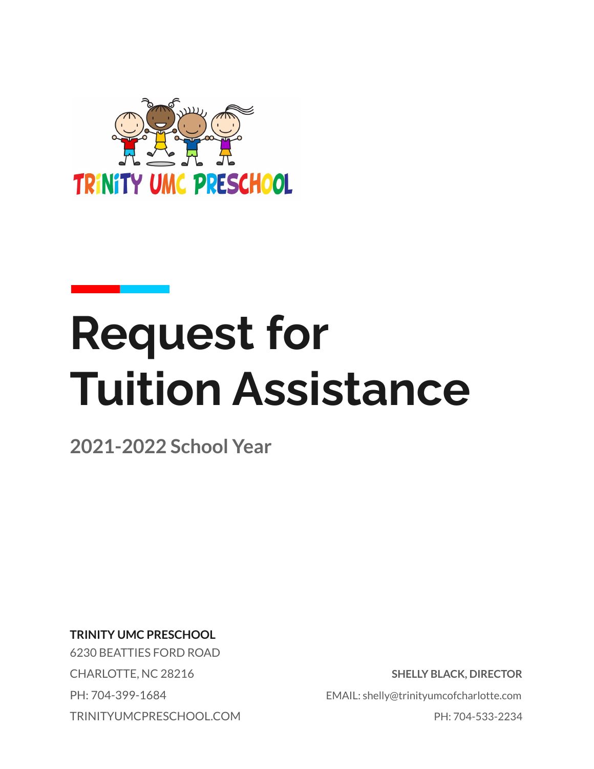TRINITY UMC PRESCHOOL

# Request for Tuition Assistance

## 2021-2022 School Year

**TRINITY UMC PRESCHOOL**
6230 BEATTIES FORD ROAD
CHARLOTTE, NC 28216
PH: 704-399-1684
TRINITYUMCPRESCHOOL.COM

**SHELLY BLACK, DIRECTOR**
EMAIL: shelly@trinityumcofcharlotte.com
PH: 704-533-2234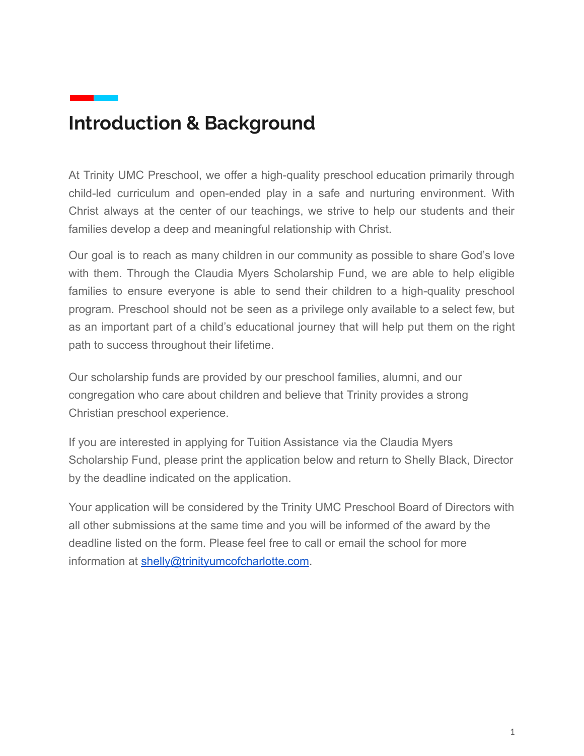# Introduction & Background

At Trinity UMC Preschool, we offer a high-quality preschool education primarily through child-led curriculum and open-ended play in a safe and nurturing environment. With Christ always at the center of our teachings, we strive to help our students and their families develop a deep and meaningful relationship with Christ.

Our goal is to reach as many children in our community as possible to share God's love with them. Through the Claudia Myers Scholarship Fund, we are able to help eligible families to ensure everyone is able to send their children to a high-quality preschool program. Preschool should not be seen as a privilege only available to a select few, but as an important part of a child's educational journey that will help put them on the right path to success throughout their lifetime.

Our scholarship funds are provided by our preschool families, alumni, and our congregation who care about children and believe that Trinity provides a strong Christian preschool experience.

If you are interested in applying for Tuition Assistance via the Claudia Myers Scholarship Fund, please print the application below and return to Shelly Black, Director by the deadline indicated on the application.

Your application will be considered by the Trinity UMC Preschool Board of Directors with all other submissions at the same time and you will be informed of the award by the deadline listed on the form. Please feel free to call or email the school for more information at shelly@trinityumcofcharlotte.com.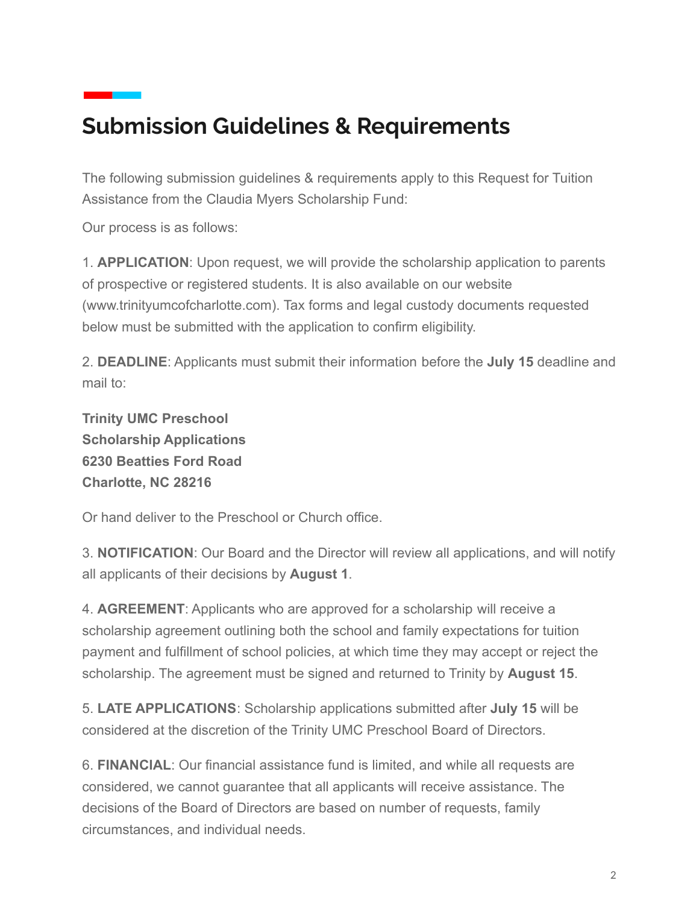# Submission Guidelines & Requirements

The following submission guidelines & requirements apply to this Request for Tuition Assistance from the Claudia Myers Scholarship Fund:

Our process is as follows:

1. **APPLICATION**: Upon request, we will provide the scholarship application to parents of prospective or registered students. It is also available on our website (www.trinityumcofcharlotte.com). Tax forms and legal custody documents requested below must be submitted with the application to confirm eligibility.

2. **DEADLINE**: Applicants must submit their information before the **July 15** deadline and mail to:

**Trinity UMC Preschool**
**Scholarship Applications**
**6230 Beatties Ford Road**
**Charlotte, NC 28216**

Or hand deliver to the Preschool or Church office.

3. **NOTIFICATION**: Our Board and the Director will review all applications, and will notify all applicants of their decisions by **August 1**.

4. **AGREEMENT**: Applicants who are approved for a scholarship will receive a scholarship agreement outlining both the school and family expectations for tuition payment and fulfillment of school policies, at which time they may accept or reject the scholarship. The agreement must be signed and returned to Trinity by **August 15**.

5. **LATE APPLICATIONS**: Scholarship applications submitted after **July 15** will be considered at the discretion of the Trinity UMC Preschool Board of Directors.

6. **FINANCIAL**: Our financial assistance fund is limited, and while all requests are considered, we cannot guarantee that all applicants will receive assistance. The decisions of the Board of Directors are based on number of requests, family circumstances, and individual needs.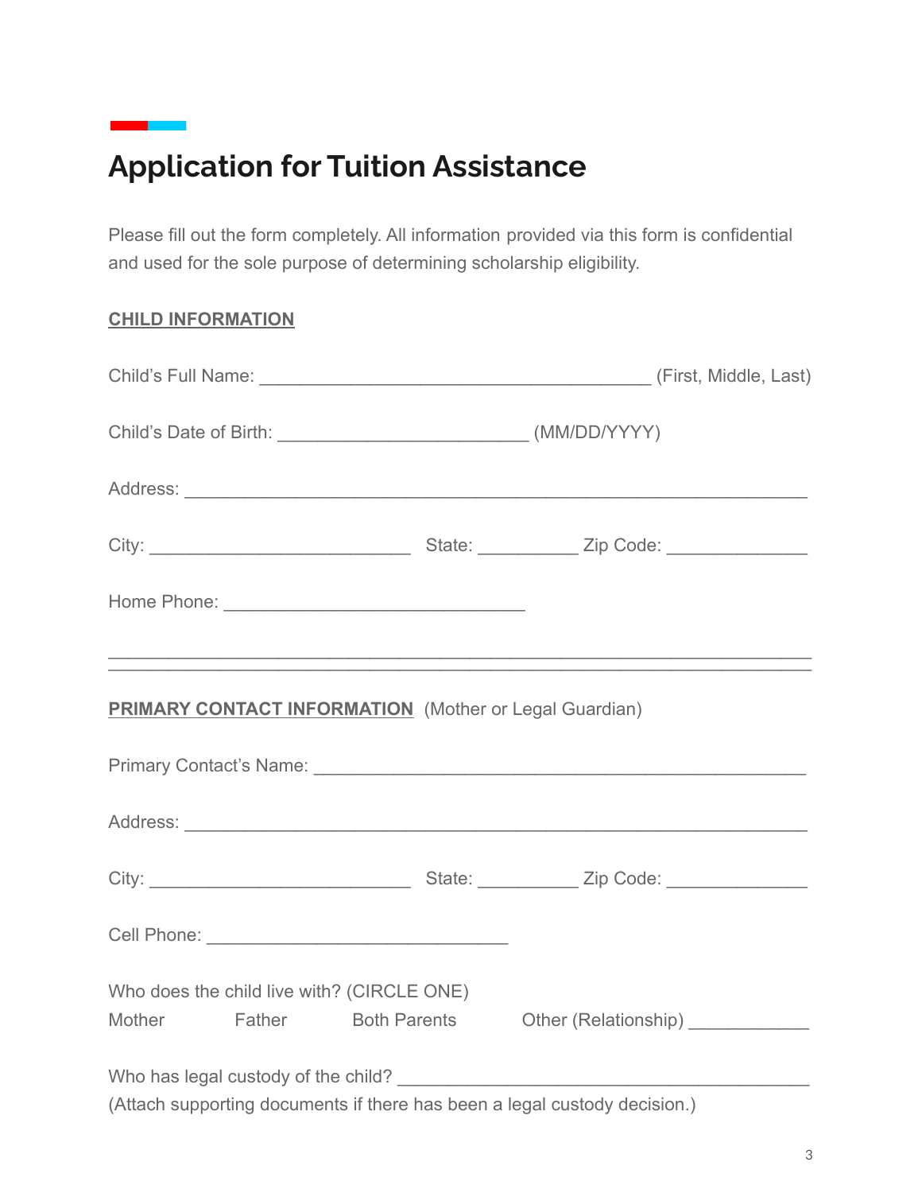# Application for Tuition Assistance

Please fill out the form completely. All information provided via this form is confidential and used for the sole purpose of determining scholarship eligibility.

**CHILD INFORMATION**

Child's Full Name: _______________________________________ (First, Middle, Last)

Child's Date of Birth: ________________________ (MM/DD/YYYY)

Address: ____________________________________________________________

City: _________________________ State: __________ Zip Code: ______________

Home Phone: _____________________________

---

**PRIMARY CONTACT INFORMATION** (Mother or Legal Guardian)

Primary Contact's Name: _______________________________________________

Address: ____________________________________________________________

City: _________________________ State: __________ Zip Code: ______________

Cell Phone: _____________________________

Who does the child live with? (CIRCLE ONE)

Mother Father Both Parents Other (Relationship) ____________

Who has legal custody of the child? ________________________________________

(Attach supporting documents if there has been a legal custody decision.)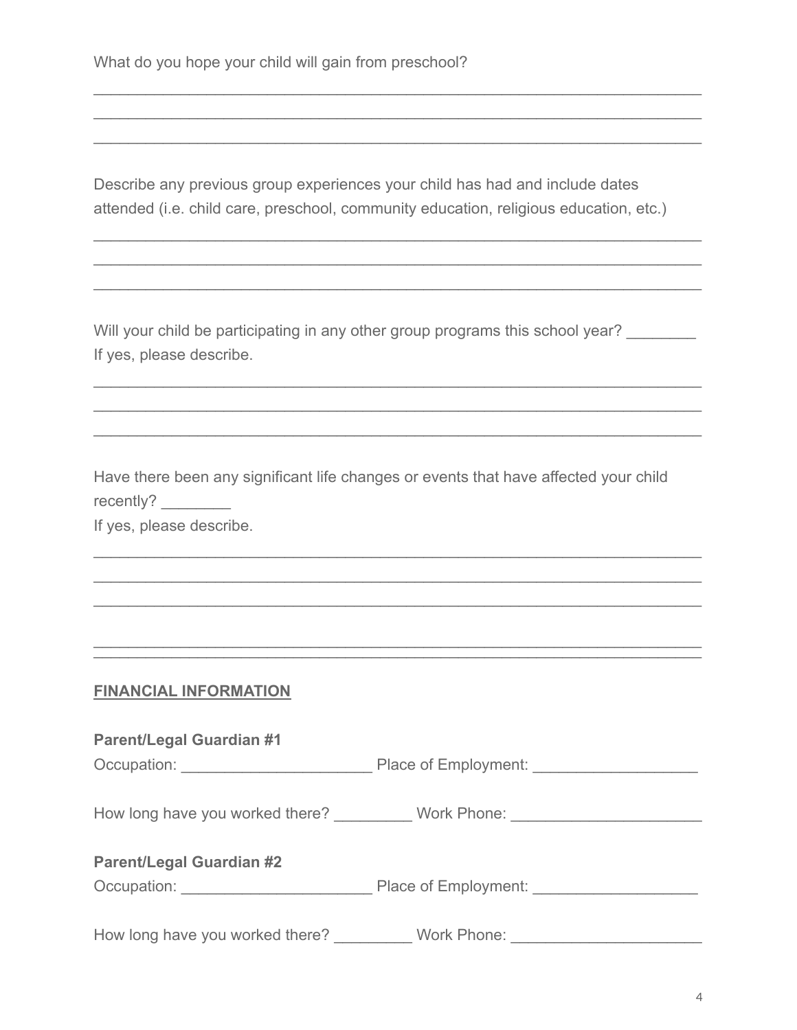What do you hope your child will gain from preschool?

_______________________________________________________________________
_______________________________________________________________________
_______________________________________________________________________

Describe any previous group experiences your child has had and include dates attended (i.e. child care, preschool, community education, religious education, etc.)

_______________________________________________________________________
_______________________________________________________________________
_______________________________________________________________________

Will your child be participating in any other group programs this school year? ________
If yes, please describe.

_______________________________________________________________________
_______________________________________________________________________
_______________________________________________________________________

Have there been any significant life changes or events that have affected your child recently? ________
If yes, please describe.

_______________________________________________________________________
_______________________________________________________________________
_______________________________________________________________________
_______________________________________________________________________

**FINANCIAL INFORMATION**

**Parent/Legal Guardian #1**

Occupation: ______________________ Place of Employment: ___________________

How long have you worked there? _________ Work Phone: ______________________

**Parent/Legal Guardian #2**

Occupation: ______________________ Place of Employment: ___________________

How long have you worked there? _________ Work Phone: ______________________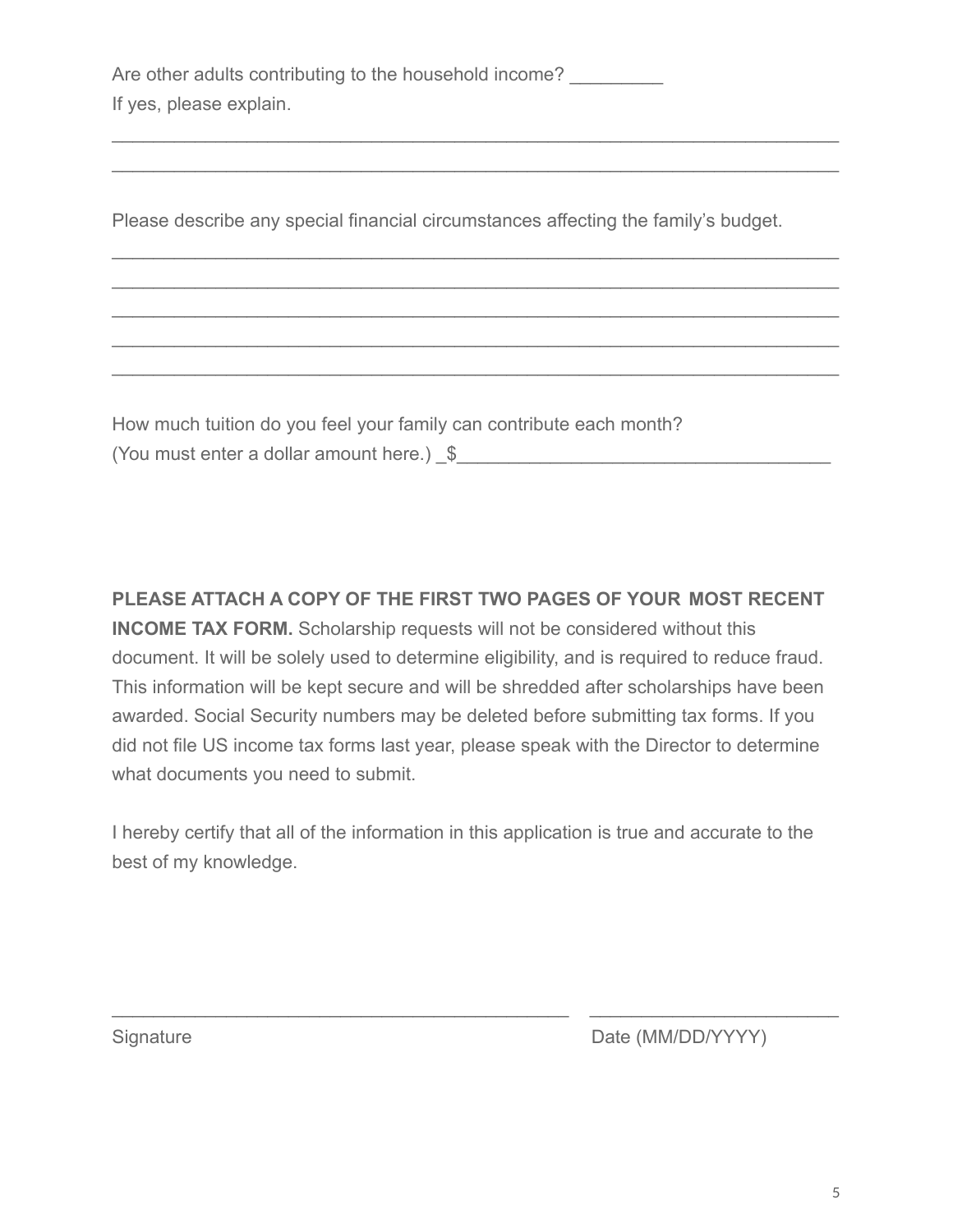Are other adults contributing to the household income? _________

If yes, please explain.

_______________________________________________________________________

_______________________________________________________________________

Please describe any special financial circumstances affecting the family's budget.

_______________________________________________________________________

_______________________________________________________________________

_______________________________________________________________________

_______________________________________________________________________

_______________________________________________________________________

How much tuition do you feel your family can contribute each month?
(You must enter a dollar amount here.) _$____________________________________

**PLEASE ATTACH A COPY OF THE FIRST TWO PAGES OF YOUR MOST RECENT INCOME TAX FORM.** Scholarship requests will not be considered without this document. It will be solely used to determine eligibility, and is required to reduce fraud. This information will be kept secure and will be shredded after scholarships have been awarded. Social Security numbers may be deleted before submitting tax forms. If you did not file US income tax forms last year, please speak with the Director to determine what documents you need to submit.

I hereby certify that all of the information in this application is true and accurate to the best of my knowledge.

____________________________________________ ________________________

Signature Date (MM/DD/YYYY)